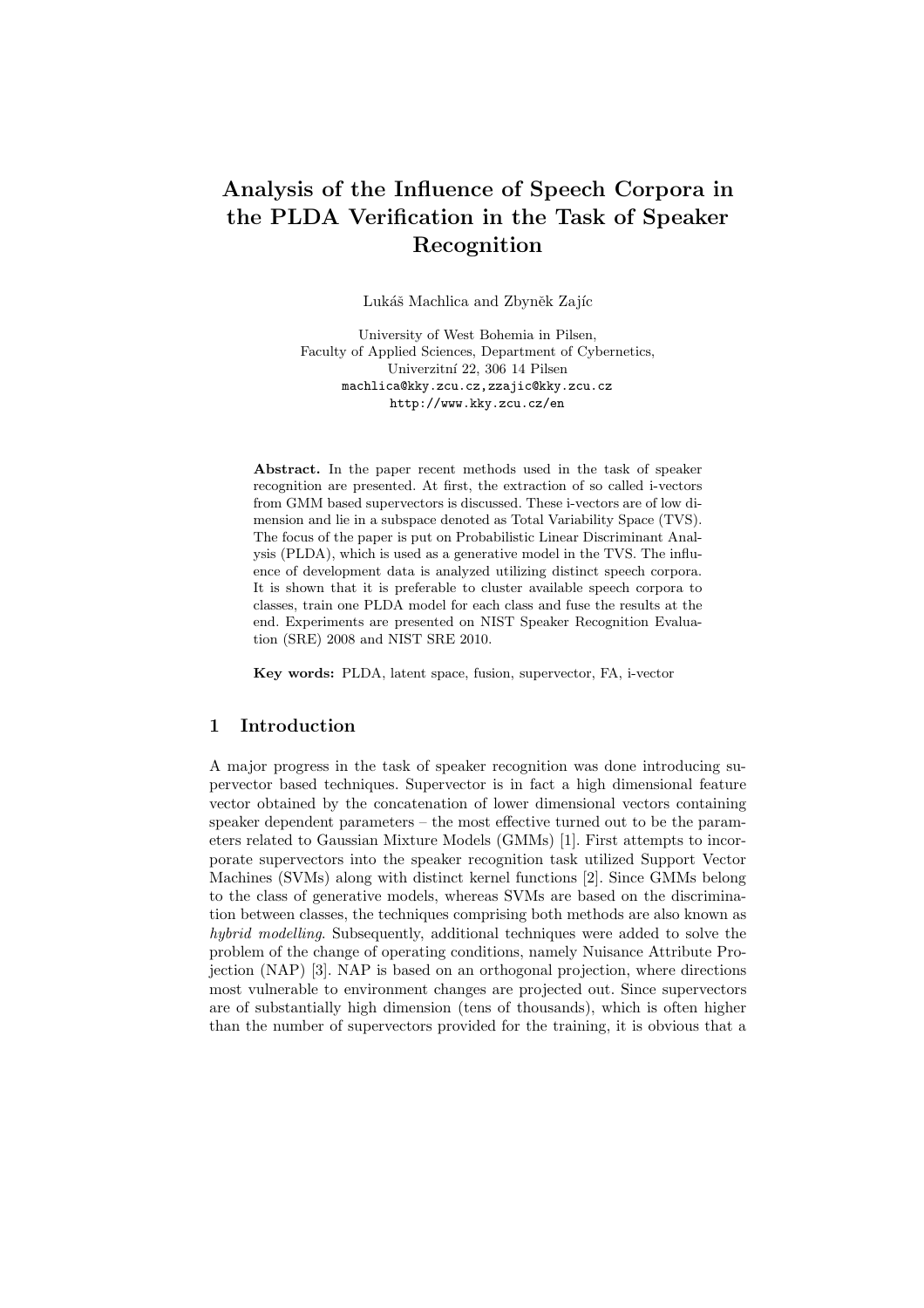# Analysis of the Influence of Speech Corpora in the PLDA Verification in the Task of Speaker Recognition

Lukáš Machlica and Zbyněk Zajíc

University of West Bohemia in Pilsen,
Faculty of Applied Sciences, Department of Cybernetics,
Univerzitní 22, 306 14 Pilsen
machlica@kky.zcu.cz,zzajic@kky.zcu.cz
http://www.kky.zcu.cz/en

**Abstract.** In the paper recent methods used in the task of speaker recognition are presented. At first, the extraction of so called i-vectors from GMM based supervectors is discussed. These i-vectors are of low dimension and lie in a subspace denoted as Total Variability Space (TVS). The focus of the paper is put on Probabilistic Linear Discriminant Analysis (PLDA), which is used as a generative model in the TVS. The influence of development data is analyzed utilizing distinct speech corpora. It is shown that it is preferable to cluster available speech corpora to classes, train one PLDA model for each class and fuse the results at the end. Experiments are presented on NIST Speaker Recognition Evaluation (SRE) 2008 and NIST SRE 2010.

**Key words:** PLDA, latent space, fusion, supervector, FA, i-vector

## 1 Introduction

A major progress in the task of speaker recognition was done introducing supervector based techniques. Supervector is in fact a high dimensional feature vector obtained by the concatenation of lower dimensional vectors containing speaker dependent parameters – the most effective turned out to be the parameters related to Gaussian Mixture Models (GMMs) [1]. First attempts to incorporate supervectors into the speaker recognition task utilized Support Vector Machines (SVMs) along with distinct kernel functions [2]. Since GMMs belong to the class of generative models, whereas SVMs are based on the discrimination between classes, the techniques comprising both methods are also known as *hybrid modelling*. Subsequently, additional techniques were added to solve the problem of the change of operating conditions, namely Nuisance Attribute Projection (NAP) [3]. NAP is based on an orthogonal projection, where directions most vulnerable to environment changes are projected out. Since supervectors are of substantially high dimension (tens of thousands), which is often higher than the number of supervectors provided for the training, it is obvious that a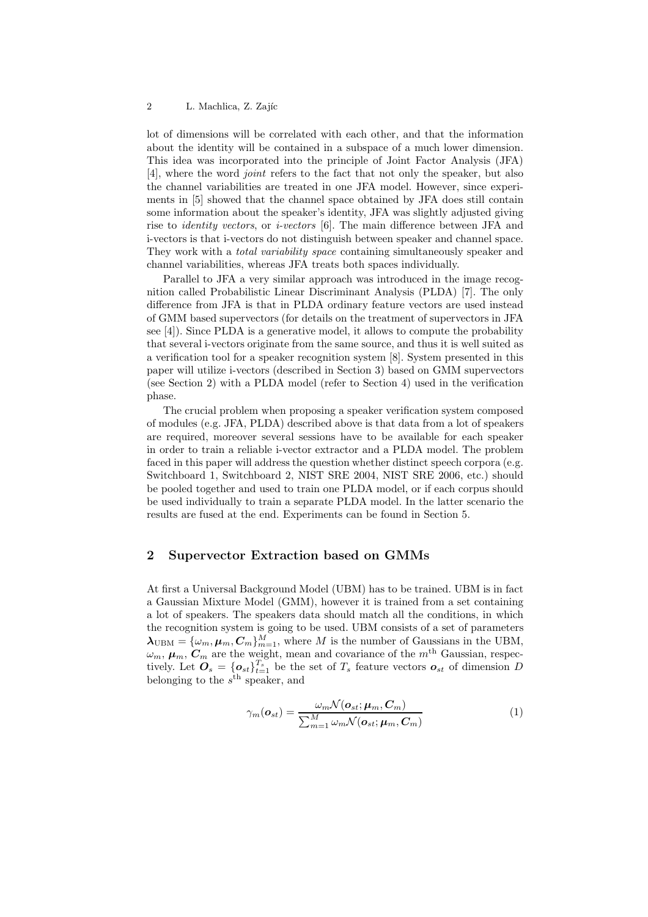lot of dimensions will be correlated with each other, and that the information about the identity will be contained in a subspace of a much lower dimension. This idea was incorporated into the principle of Joint Factor Analysis (JFA) [4], where the word *joint* refers to the fact that not only the speaker, but also the channel variabilities are treated in one JFA model. However, since experiments in [5] showed that the channel space obtained by JFA does still contain some information about the speaker's identity, JFA was slightly adjusted giving rise to *identity vectors*, or *i-vectors* [6]. The main difference between JFA and i-vectors is that i-vectors do not distinguish between speaker and channel space. They work with a *total variability space* containing simultaneously speaker and channel variabilities, whereas JFA treats both spaces individually.

Parallel to JFA a very similar approach was introduced in the image recognition called Probabilistic Linear Discriminant Analysis (PLDA) [7]. The only difference from JFA is that in PLDA ordinary feature vectors are used instead of GMM based supervectors (for details on the treatment of supervectors in JFA see [4]). Since PLDA is a generative model, it allows to compute the probability that several i-vectors originate from the same source, and thus it is well suited as a verification tool for a speaker recognition system [8]. System presented in this paper will utilize i-vectors (described in Section 3) based on GMM supervectors (see Section 2) with a PLDA model (refer to Section 4) used in the verification phase.

The crucial problem when proposing a speaker verification system composed of modules (e.g. JFA, PLDA) described above is that data from a lot of speakers are required, moreover several sessions have to be available for each speaker in order to train a reliable i-vector extractor and a PLDA model. The problem faced in this paper will address the question whether distinct speech corpora (e.g. Switchboard 1, Switchboard 2, NIST SRE 2004, NIST SRE 2006, etc.) should be pooled together and used to train one PLDA model, or if each corpus should be used individually to train a separate PLDA model. In the latter scenario the results are fused at the end. Experiments can be found in Section 5.

## 2 Supervector Extraction based on GMMs

At first a Universal Background Model (UBM) has to be trained. UBM is in fact a Gaussian Mixture Model (GMM), however it is trained from a set containing a lot of speakers. The speakers data should match all the conditions, in which the recognition system is going to be used. UBM consists of a set of parameters $\boldsymbol{\lambda}_{\mathrm{UBM}} = \{\omega_m, \boldsymbol{\mu}_m, \boldsymbol{C}_m\}_{m=1}^{M}$, where $M$ is the number of Gaussians in the UBM, $\omega_m$, $\boldsymbol{\mu}_m$, $\boldsymbol{C}_m$ are the weight, mean and covariance of the $m^{\text{th}}$ Gaussian, respectively. Let $\boldsymbol{O}_s = \{\boldsymbol{o}_{st}\}_{t=1}^{T_s}$ be the set of $T_s$ feature vectors $\boldsymbol{o}_{st}$ of dimension $D$ belonging to the $s^{\text{th}}$ speaker, and

$$\gamma_m(\boldsymbol{o}_{st}) = \frac{\omega_m \mathcal{N}(\boldsymbol{o}_{st}; \boldsymbol{\mu}_m, \boldsymbol{C}_m)}{\sum_{m=1}^{M} \omega_m \mathcal{N}(\boldsymbol{o}_{st}; \boldsymbol{\mu}_m, \boldsymbol{C}_m)} \tag{1}$$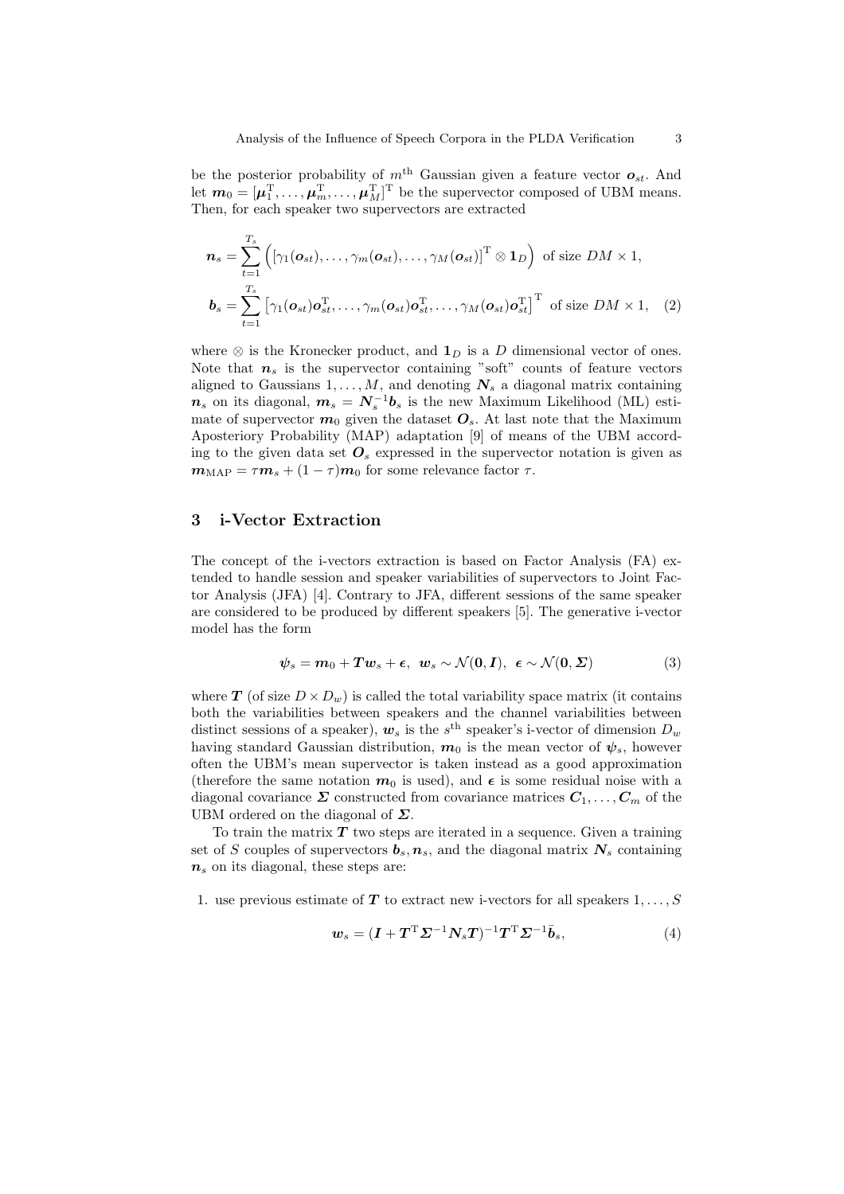be the posterior probability of $m^{\text{th}}$ Gaussian given a feature vector $\boldsymbol{o}_{st}$. And let $\boldsymbol{m}_0 = [\boldsymbol{\mu}_1^{\mathrm{T}}, \ldots, \boldsymbol{\mu}_m^{\mathrm{T}}, \ldots, \boldsymbol{\mu}_M^{\mathrm{T}}]^{\mathrm{T}}$ be the supervector composed of UBM means. Then, for each speaker two supervectors are extracted

$$
\begin{aligned}
\boldsymbol{n}_s &= \sum_{t=1}^{T_s} \left( [\gamma_1(\boldsymbol{o}_{st}), \ldots, \gamma_m(\boldsymbol{o}_{st}), \ldots, \gamma_M(\boldsymbol{o}_{st})]^{\mathrm{T}} \otimes \mathbf{1}_D \right) \text{ of size } DM \times 1, \\
\boldsymbol{b}_s &= \sum_{t=1}^{T_s} \left[ \gamma_1(\boldsymbol{o}_{st}) \boldsymbol{o}_{st}^{\mathrm{T}}, \ldots, \gamma_m(\boldsymbol{o}_{st}) \boldsymbol{o}_{st}^{\mathrm{T}}, \ldots, \gamma_M(\boldsymbol{o}_{st}) \boldsymbol{o}_{st}^{\mathrm{T}} \right]^{\mathrm{T}} \text{ of size } DM \times 1, \quad (2)
\end{aligned}
$$

where $\otimes$ is the Kronecker product, and $\mathbf{1}_D$ is a $D$ dimensional vector of ones. Note that $\boldsymbol{n}_s$ is the supervector containing "soft" counts of feature vectors aligned to Gaussians $1, \ldots, M$, and denoting $\boldsymbol{N}_s$ a diagonal matrix containing $\boldsymbol{n}_s$ on its diagonal, $\boldsymbol{m}_s = \boldsymbol{N}_s^{-1} \boldsymbol{b}_s$ is the new Maximum Likelihood (ML) estimate of supervector $\boldsymbol{m}_0$ given the dataset $\boldsymbol{O}_s$. At last note that the Maximum Aposteriory Probability (MAP) adaptation [9] of means of the UBM according to the given data set $\boldsymbol{O}_s$ expressed in the supervector notation is given as $\boldsymbol{m}_{\text{MAP}} = \tau \boldsymbol{m}_s + (1 - \tau) \boldsymbol{m}_0$ for some relevance factor $\tau$.

## 3 i-Vector Extraction

The concept of the i-vectors extraction is based on Factor Analysis (FA) extended to handle session and speaker variabilities of supervectors to Joint Factor Analysis (JFA) [4]. Contrary to JFA, different sessions of the same speaker are considered to be produced by different speakers [5]. The generative i-vector model has the form

$$
\boldsymbol{\psi}_s = \boldsymbol{m}_0 + \boldsymbol{T} \boldsymbol{w}_s + \boldsymbol{\epsilon}, \;\; \boldsymbol{w}_s \sim \mathcal{N}(\mathbf{0}, \boldsymbol{I}), \;\; \boldsymbol{\epsilon} \sim \mathcal{N}(\mathbf{0}, \boldsymbol{\Sigma}) \quad (3)
$$

where $\boldsymbol{T}$ (of size $D \times D_w$) is called the total variability space matrix (it contains both the variabilities between speakers and the channel variabilities between distinct sessions of a speaker), $\boldsymbol{w}_s$ is the $s^{\text{th}}$ speaker's i-vector of dimension $D_w$ having standard Gaussian distribution, $\boldsymbol{m}_0$ is the mean vector of $\boldsymbol{\psi}_s$, however often the UBM's mean supervector is taken instead as a good approximation (therefore the same notation $\boldsymbol{m}_0$ is used), and $\boldsymbol{\epsilon}$ is some residual noise with a diagonal covariance $\boldsymbol{\Sigma}$ constructed from covariance matrices $\boldsymbol{C}_1, \ldots, \boldsymbol{C}_m$ of the UBM ordered on the diagonal of $\boldsymbol{\Sigma}$.

To train the matrix $\boldsymbol{T}$ two steps are iterated in a sequence. Given a training set of $S$ couples of supervectors $\boldsymbol{b}_s, \boldsymbol{n}_s$, and the diagonal matrix $\boldsymbol{N}_s$ containing $\boldsymbol{n}_s$ on its diagonal, these steps are:

1. use previous estimate of $\boldsymbol{T}$ to extract new i-vectors for all speakers $1, \ldots, S$

$$
\boldsymbol{w}_s = (\boldsymbol{I} + \boldsymbol{T}^{\mathrm{T}} \boldsymbol{\Sigma}^{-1} \boldsymbol{N}_s \boldsymbol{T})^{-1} \boldsymbol{T}^{\mathrm{T}} \boldsymbol{\Sigma}^{-1} \bar{\boldsymbol{b}}_s, \quad (4)
$$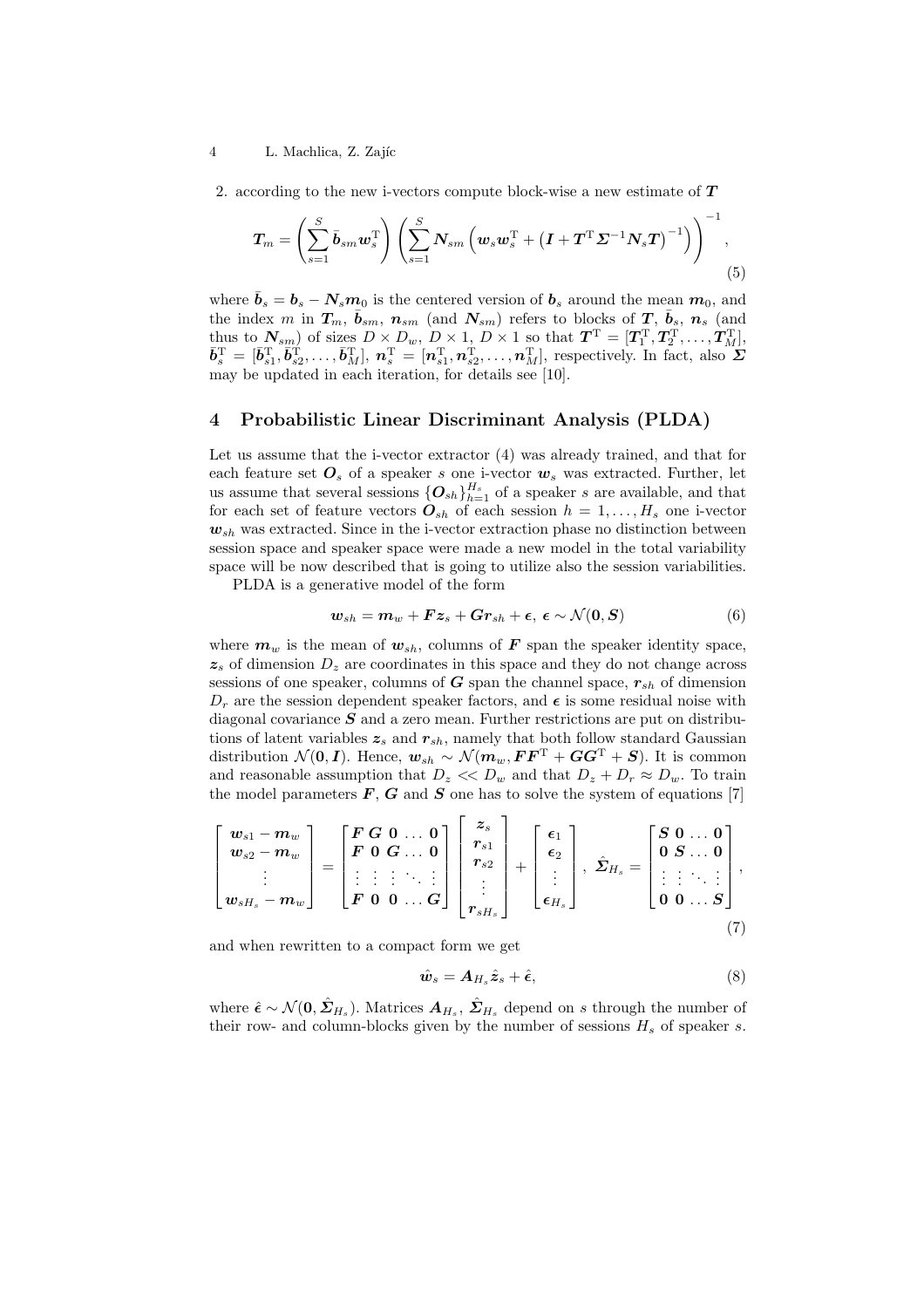2. according to the new i-vectors compute block-wise a new estimate of $\boldsymbol{T}$

$$\boldsymbol{T}_m = \left( \sum_{s=1}^{S} \bar{\boldsymbol{b}}_{sm} \boldsymbol{w}_s^{\mathrm{T}} \right) \left( \sum_{s=1}^{S} \boldsymbol{N}_{sm} \left( \boldsymbol{w}_s \boldsymbol{w}_s^{\mathrm{T}} + \left( \boldsymbol{I} + \boldsymbol{T}^{\mathrm{T}} \boldsymbol{\Sigma}^{-1} \boldsymbol{N}_s \boldsymbol{T} \right)^{-1} \right) \right)^{-1}, \tag{5}$$

where $\bar{\boldsymbol{b}}_s = \boldsymbol{b}_s - \boldsymbol{N}_s \boldsymbol{m}_0$ is the centered version of $\boldsymbol{b}_s$ around the mean $\boldsymbol{m}_0$, and the index $m$ in $\boldsymbol{T}_m$, $\bar{\boldsymbol{b}}_{sm}$, $\boldsymbol{n}_{sm}$ (and $\boldsymbol{N}_{sm}$) refers to blocks of $\boldsymbol{T}$, $\bar{\boldsymbol{b}}_s$, $\boldsymbol{n}_s$ (and thus to $\boldsymbol{N}_{sm}$) of sizes $D \times D_w$, $D \times 1$, $D \times 1$ so that $\boldsymbol{T}^{\mathrm{T}} = [\boldsymbol{T}_1^{\mathrm{T}}, \boldsymbol{T}_2^{\mathrm{T}}, \ldots, \boldsymbol{T}_M^{\mathrm{T}}]$, $\bar{\boldsymbol{b}}_s^{\mathrm{T}} = [\bar{\boldsymbol{b}}_{s1}^{\mathrm{T}}, \bar{\boldsymbol{b}}_{s2}^{\mathrm{T}}, \ldots, \bar{\boldsymbol{b}}_M^{\mathrm{T}}]$, $\boldsymbol{n}_s^{\mathrm{T}} = [\boldsymbol{n}_{s1}^{\mathrm{T}}, \boldsymbol{n}_{s2}^{\mathrm{T}}, \ldots, \boldsymbol{n}_M^{\mathrm{T}}]$, respectively. In fact, also $\boldsymbol{\Sigma}$ may be updated in each iteration, for details see [10].

## 4 Probabilistic Linear Discriminant Analysis (PLDA)

Let us assume that the i-vector extractor (4) was already trained, and that for each feature set $\boldsymbol{O}_s$ of a speaker $s$ one i-vector $\boldsymbol{w}_s$ was extracted. Further, let us assume that several sessions $\{\boldsymbol{O}_{sh}\}_{h=1}^{H_s}$ of a speaker $s$ are available, and that for each set of feature vectors $\boldsymbol{O}_{sh}$ of each session $h = 1, \ldots, H_s$ one i-vector $\boldsymbol{w}_{sh}$ was extracted. Since in the i-vector extraction phase no distinction between session space and speaker space were made a new model in the total variability space will be now described that is going to utilize also the session variabilities.

PLDA is a generative model of the form

$$\boldsymbol{w}_{sh} = \boldsymbol{m}_w + \boldsymbol{F}\boldsymbol{z}_s + \boldsymbol{G}\boldsymbol{r}_{sh} + \boldsymbol{\epsilon},\ \boldsymbol{\epsilon} \sim \mathcal{N}(\boldsymbol{0}, \boldsymbol{S}) \tag{6}$$

where $\boldsymbol{m}_w$ is the mean of $\boldsymbol{w}_{sh}$, columns of $\boldsymbol{F}$ span the speaker identity space, $\boldsymbol{z}_s$ of dimension $D_z$ are coordinates in this space and they do not change across sessions of one speaker, columns of $\boldsymbol{G}$ span the channel space, $\boldsymbol{r}_{sh}$ of dimension $D_r$ are the session dependent speaker factors, and $\boldsymbol{\epsilon}$ is some residual noise with diagonal covariance $\boldsymbol{S}$ and a zero mean. Further restrictions are put on distributions of latent variables $\boldsymbol{z}_s$ and $\boldsymbol{r}_{sh}$, namely that both follow standard Gaussian distribution $\mathcal{N}(\boldsymbol{0}, \boldsymbol{I})$. Hence, $\boldsymbol{w}_{sh} \sim \mathcal{N}(\boldsymbol{m}_w, \boldsymbol{F}\boldsymbol{F}^{\mathrm{T}} + \boldsymbol{G}\boldsymbol{G}^{\mathrm{T}} + \boldsymbol{S})$. It is common and reasonable assumption that $D_z << D_w$ and that $D_z + D_r \approx D_w$. To train the model parameters $\boldsymbol{F}$, $\boldsymbol{G}$ and $\boldsymbol{S}$ one has to solve the system of equations [7]

$$\begin{bmatrix} \boldsymbol{w}_{s1} - \boldsymbol{m}_w \\ \boldsymbol{w}_{s2} - \boldsymbol{m}_w \\ \vdots \\ \boldsymbol{w}_{sH_s} - \boldsymbol{m}_w \end{bmatrix} = \begin{bmatrix} \boldsymbol{F} & \boldsymbol{G} & \boldsymbol{0} & \ldots & \boldsymbol{0} \\ \boldsymbol{F} & \boldsymbol{0} & \boldsymbol{G} & \ldots & \boldsymbol{0} \\ \vdots & \vdots & \vdots & \ddots & \vdots \\ \boldsymbol{F} & \boldsymbol{0} & \boldsymbol{0} & \ldots & \boldsymbol{G} \end{bmatrix} \begin{bmatrix} \boldsymbol{z}_s \\ \boldsymbol{r}_{s1} \\ \boldsymbol{r}_{s2} \\ \vdots \\ \boldsymbol{r}_{sH_s} \end{bmatrix} + \begin{bmatrix} \boldsymbol{\epsilon}_1 \\ \boldsymbol{\epsilon}_2 \\ \vdots \\ \boldsymbol{\epsilon}_{H_s} \end{bmatrix},\ \hat{\boldsymbol{\Sigma}}_{H_s} = \begin{bmatrix} \boldsymbol{S} & \boldsymbol{0} & \ldots & \boldsymbol{0} \\ \boldsymbol{0} & \boldsymbol{S} & \ldots & \boldsymbol{0} \\ \vdots & \vdots & \ddots & \vdots \\ \boldsymbol{0} & \boldsymbol{0} & \ldots & \boldsymbol{S} \end{bmatrix}, \tag{7}$$

and when rewritten to a compact form we get

$$\hat{\boldsymbol{w}}_s = \boldsymbol{A}_{H_s} \hat{\boldsymbol{z}}_s + \hat{\boldsymbol{\epsilon}}, \tag{8}$$

where $\hat{\boldsymbol{\epsilon}} \sim \mathcal{N}(\boldsymbol{0}, \hat{\boldsymbol{\Sigma}}_{H_s})$. Matrices $\boldsymbol{A}_{H_s}$, $\hat{\boldsymbol{\Sigma}}_{H_s}$ depend on $s$ through the number of their row- and column-blocks given by the number of sessions $H_s$ of speaker $s$.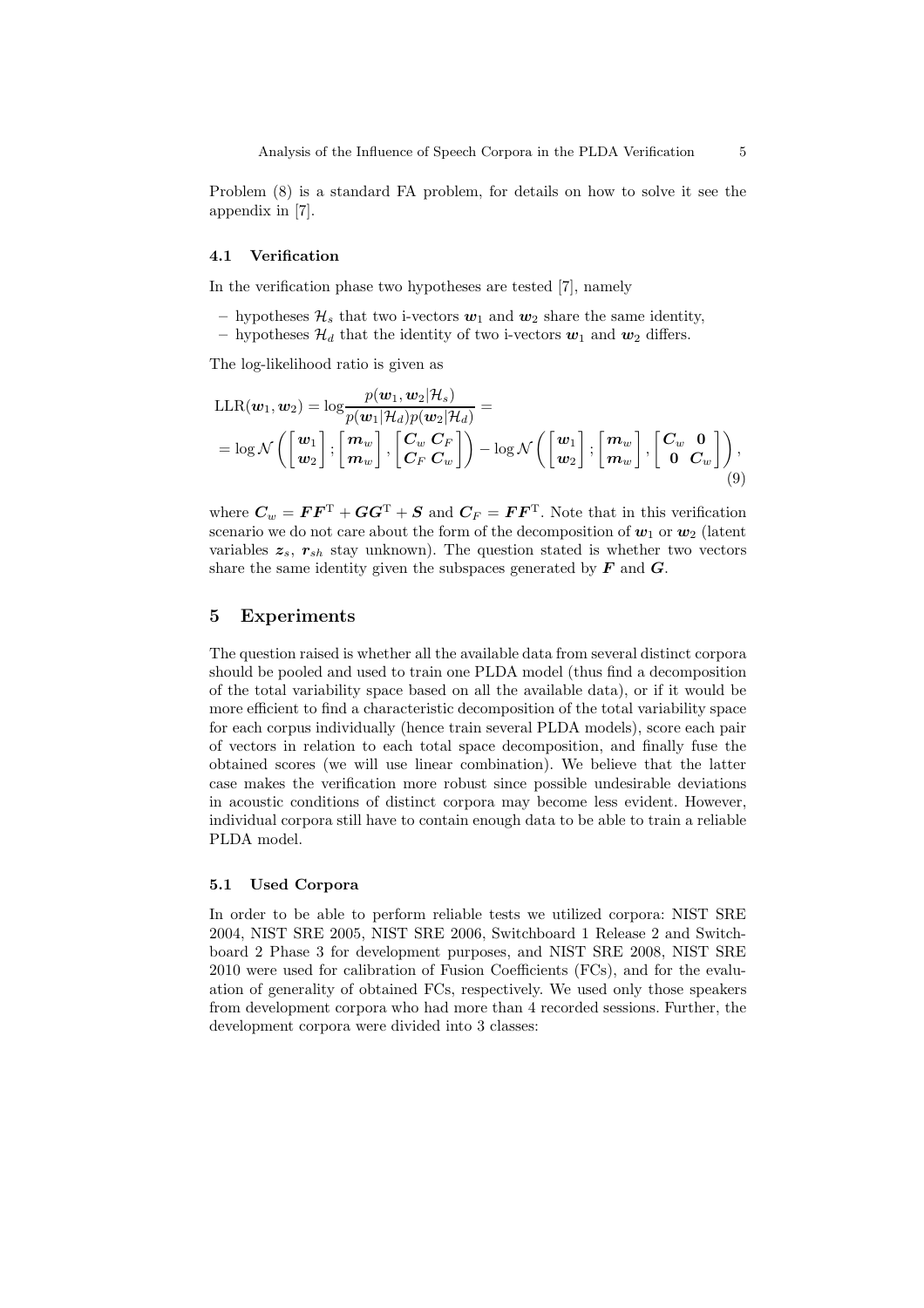Problem (8) is a standard FA problem, for details on how to solve it see the appendix in [7].

### 4.1 Verification

In the verification phase two hypotheses are tested [7], namely

- hypotheses $\mathcal{H}_s$ that two i-vectors $\boldsymbol{w}_1$ and $\boldsymbol{w}_2$ share the same identity,
- hypotheses $\mathcal{H}_d$ that the identity of two i-vectors $\boldsymbol{w}_1$ and $\boldsymbol{w}_2$ differs.

The log-likelihood ratio is given as

$$
\begin{aligned}
\mathrm{LLR}(\boldsymbol{w}_1, \boldsymbol{w}_2) &= \log \frac{p(\boldsymbol{w}_1, \boldsymbol{w}_2 | \mathcal{H}_s)}{p(\boldsymbol{w}_1 | \mathcal{H}_d) p(\boldsymbol{w}_2 | \mathcal{H}_d)} = \\
&= \log \mathcal{N}\left( \begin{bmatrix} \boldsymbol{w}_1 \\ \boldsymbol{w}_2 \end{bmatrix} ; \begin{bmatrix} \boldsymbol{m}_w \\ \boldsymbol{m}_w \end{bmatrix} , \begin{bmatrix} \boldsymbol{C}_w & \boldsymbol{C}_F \\ \boldsymbol{C}_F & \boldsymbol{C}_w \end{bmatrix} \right) - \log \mathcal{N}\left( \begin{bmatrix} \boldsymbol{w}_1 \\ \boldsymbol{w}_2 \end{bmatrix} ; \begin{bmatrix} \boldsymbol{m}_w \\ \boldsymbol{m}_w \end{bmatrix} , \begin{bmatrix} \boldsymbol{C}_w & \boldsymbol{0} \\ \boldsymbol{0} & \boldsymbol{C}_w \end{bmatrix} \right),
\end{aligned}
\tag{9}
$$

where $\boldsymbol{C}_w = \boldsymbol{F}\boldsymbol{F}^{\mathrm{T}} + \boldsymbol{G}\boldsymbol{G}^{\mathrm{T}} + \boldsymbol{S}$ and $\boldsymbol{C}_F = \boldsymbol{F}\boldsymbol{F}^{\mathrm{T}}$. Note that in this verification scenario we do not care about the form of the decomposition of $\boldsymbol{w}_1$ or $\boldsymbol{w}_2$ (latent variables $\boldsymbol{z}_s$, $\boldsymbol{r}_{sh}$ stay unknown). The question stated is whether two vectors share the same identity given the subspaces generated by $\boldsymbol{F}$ and $\boldsymbol{G}$.

## 5 Experiments

The question raised is whether all the available data from several distinct corpora should be pooled and used to train one PLDA model (thus find a decomposition of the total variability space based on all the available data), or if it would be more efficient to find a characteristic decomposition of the total variability space for each corpus individually (hence train several PLDA models), score each pair of vectors in relation to each total space decomposition, and finally fuse the obtained scores (we will use linear combination). We believe that the latter case makes the verification more robust since possible undesirable deviations in acoustic conditions of distinct corpora may become less evident. However, individual corpora still have to contain enough data to be able to train a reliable PLDA model.

### 5.1 Used Corpora

In order to be able to perform reliable tests we utilized corpora: NIST SRE 2004, NIST SRE 2005, NIST SRE 2006, Switchboard 1 Release 2 and Switchboard 2 Phase 3 for development purposes, and NIST SRE 2008, NIST SRE 2010 were used for calibration of Fusion Coefficients (FCs), and for the evaluation of generality of obtained FCs, respectively. We used only those speakers from development corpora who had more than 4 recorded sessions. Further, the development corpora were divided into 3 classes: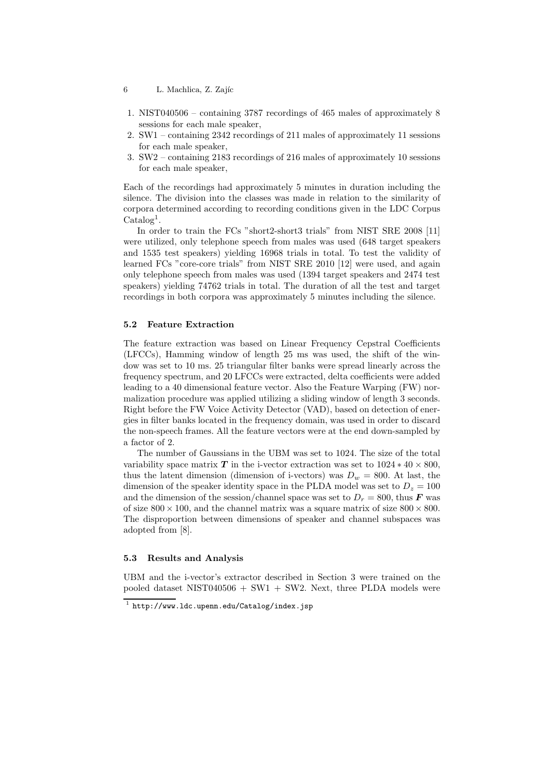1. NIST040506 – containing 3787 recordings of 465 males of approximately 8 sessions for each male speaker,
2. SW1 – containing 2342 recordings of 211 males of approximately 11 sessions for each male speaker,
3. SW2 – containing 2183 recordings of 216 males of approximately 10 sessions for each male speaker,

Each of the recordings had approximately 5 minutes in duration including the silence. The division into the classes was made in relation to the similarity of corpora determined according to recording conditions given in the LDC Corpus Catalog[1].

In order to train the FCs "short2-short3 trials" from NIST SRE 2008 [11] were utilized, only telephone speech from males was used (648 target speakers and 1535 test speakers) yielding 16968 trials in total. To test the validity of learned FCs "core-core trials" from NIST SRE 2010 [12] were used, and again only telephone speech from males was used (1394 target speakers and 2474 test speakers) yielding 74762 trials in total. The duration of all the test and target recordings in both corpora was approximately 5 minutes including the silence.

### 5.2 Feature Extraction

The feature extraction was based on Linear Frequency Cepstral Coefficients (LFCCs), Hamming window of length 25 ms was used, the shift of the window was set to 10 ms. 25 triangular filter banks were spread linearly across the frequency spectrum, and 20 LFCCs were extracted, delta coefficients were added leading to a 40 dimensional feature vector. Also the Feature Warping (FW) normalization procedure was applied utilizing a sliding window of length 3 seconds. Right before the FW Voice Activity Detector (VAD), based on detection of energies in filter banks located in the frequency domain, was used in order to discard the non-speech frames. All the feature vectors were at the end down-sampled by a factor of 2.

The number of Gaussians in the UBM was set to 1024. The size of the total variability space matrix $\boldsymbol{T}$ in the i-vector extraction was set to $1024 * 40 \times 800$, thus the latent dimension (dimension of i-vectors) was $D_w = 800$. At last, the dimension of the speaker identity space in the PLDA model was set to $D_z = 100$ and the dimension of the session/channel space was set to $D_r = 800$, thus $\boldsymbol{F}$ was of size $800 \times 100$, and the channel matrix was a square matrix of size $800 \times 800$. The disproportion between dimensions of speaker and channel subspaces was adopted from [8].

### 5.3 Results and Analysis

UBM and the i-vector's extractor described in Section 3 were trained on the pooled dataset NIST040506 + SW1 + SW2. Next, three PLDA models were

[1] http://www.ldc.upenn.edu/Catalog/index.jsp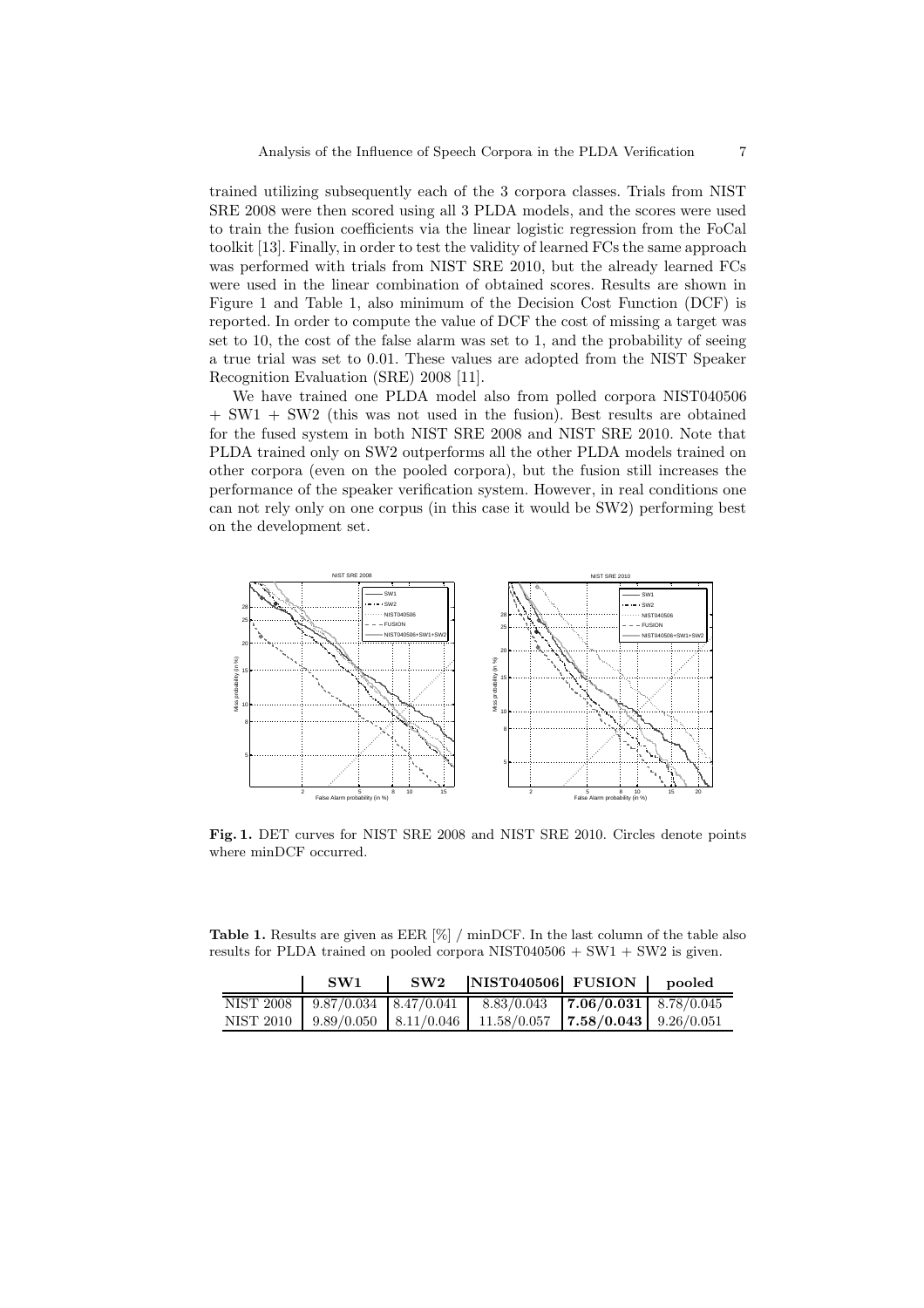trained utilizing subsequently each of the 3 corpora classes. Trials from NIST SRE 2008 were then scored using all 3 PLDA models, and the scores were used to train the fusion coefficients via the linear logistic regression from the FoCal toolkit [13]. Finally, in order to test the validity of learned FCs the same approach was performed with trials from NIST SRE 2010, but the already learned FCs were used in the linear combination of obtained scores. Results are shown in Figure 1 and Table 1, also minimum of the Decision Cost Function (DCF) is reported. In order to compute the value of DCF the cost of missing a target was set to 10, the cost of the false alarm was set to 1, and the probability of seeing a true trial was set to 0.01. These values are adopted from the NIST Speaker Recognition Evaluation (SRE) 2008 [11].

We have trained one PLDA model also from polled corpora NIST040506 + SW1 + SW2 (this was not used in the fusion). Best results are obtained for the fused system in both NIST SRE 2008 and NIST SRE 2010. Note that PLDA trained only on SW2 outperforms all the other PLDA models trained on other corpora (even on the pooled corpora), but the fusion still increases the performance of the speaker verification system. However, in real conditions one can not rely only on one corpus (in this case it would be SW2) performing best on the development set.

**Fig. 1.** DET curves for NIST SRE 2008 and NIST SRE 2010. Circles denote points where minDCF occurred.

**Table 1.** Results are given as EER [%] / minDCF. In the last column of the table also results for PLDA trained on pooled corpora NIST040506 + SW1 + SW2 is given.

| | SW1 | SW2 | NIST040506 | FUSION | pooled |
|---|---|---|---|---|---|
| NIST 2008 | 9.87/0.034 | 8.47/0.041 | 8.83/0.043 | **7.06/0.031** | 8.78/0.045 |
| NIST 2010 | 9.89/0.050 | 8.11/0.046 | 11.58/0.057 | **7.58/0.043** | 9.26/0.051 |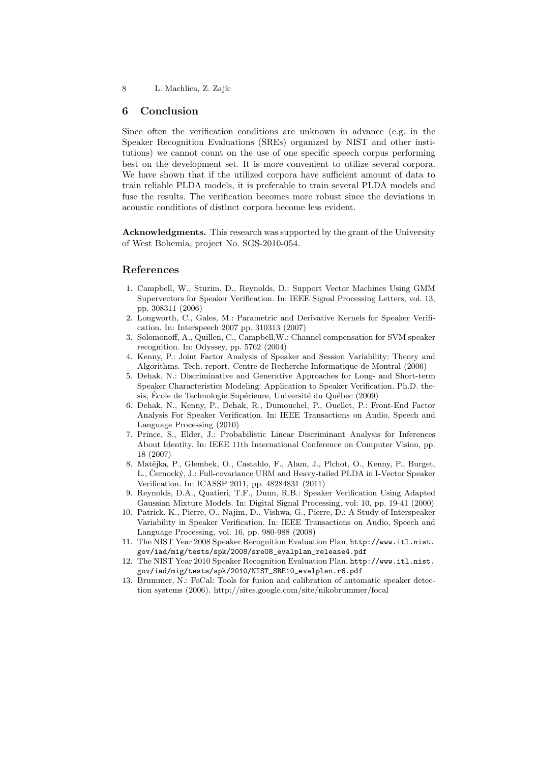## 6 Conclusion

Since often the verification conditions are unknown in advance (e.g. in the Speaker Recognition Evaluations (SREs) organized by NIST and other institutions) we cannot count on the use of one specific speech corpus performing best on the development set. It is more convenient to utilize several corpora. We have shown that if the utilized corpora have sufficient amount of data to train reliable PLDA models, it is preferable to train several PLDA models and fuse the results. The verification becomes more robust since the deviations in acoustic conditions of distinct corpora become less evident.

**Acknowledgments.** This research was supported by the grant of the University of West Bohemia, project No. SGS-2010-054.

## References

1. Campbell, W., Sturim, D., Reynolds, D.: Support Vector Machines Using GMM Supervectors for Speaker Verification. In: IEEE Signal Processing Letters, vol. 13, pp. 308311 (2006)
2. Longworth, C., Gales, M.: Parametric and Derivative Kernels for Speaker Verification. In: Interspeech 2007 pp. 310313 (2007)
3. Solomonoff, A., Quillen, C., Campbell,W.: Channel compensation for SVM speaker recognition. In: Odyssey, pp. 5762 (2004)
4. Kenny, P.: Joint Factor Analysis of Speaker and Session Variability: Theory and Algorithms. Tech. report, Centre de Recherche Informatique de Montral (2006)
5. Dehak, N.: Discriminative and Generative Approaches for Long- and Short-term Speaker Characteristics Modeling: Application to Speaker Verification. Ph.D. thesis, École de Technologie Supérieure, Université du Québec (2009)
6. Dehak, N., Kenny, P., Dehak, R., Dumouchel, P., Ouellet, P.: Front-End Factor Analysis For Speaker Verification. In: IEEE Transactions on Audio, Speech and Language Processing (2010)
7. Prince, S., Elder, J.: Probabilistic Linear Discriminant Analysis for Inferences About Identity. In: IEEE 11th International Conference on Computer Vision, pp. 18 (2007)
8. Matějka, P., Glembek, O., Castaldo, F., Alam, J., Plchot, O., Kenny, P., Burget, L., Černocký, J.: Full-covariance UBM and Heavy-tailed PLDA in I-Vector Speaker Verification. In: ICASSP 2011, pp. 48284831 (2011)
9. Reynolds, D.A., Quatieri, T.F., Dunn, R.B.: Speaker Verification Using Adapted Gaussian Mixture Models. In: Digital Signal Processing, vol: 10, pp. 19-41 (2000)
10. Patrick, K., Pierre, O., Najim, D., Vishwa, G., Pierre, D.: A Study of Interspeaker Variability in Speaker Verification. In: IEEE Transactions on Audio, Speech and Language Processing, vol. 16, pp. 980-988 (2008)
11. The NIST Year 2008 Speaker Recognition Evaluation Plan, http://www.itl.nist.gov/iad/mig/tests/spk/2008/sre08_evalplan_release4.pdf
12. The NIST Year 2010 Speaker Recognition Evaluation Plan, http://www.itl.nist.gov/iad/mig/tests/spk/2010/NIST_SRE10_evalplan.r6.pdf
13. Brummer, N.: FoCal: Tools for fusion and calibration of automatic speaker detection systems (2006). http://sites.google.com/site/nikobrummer/focal